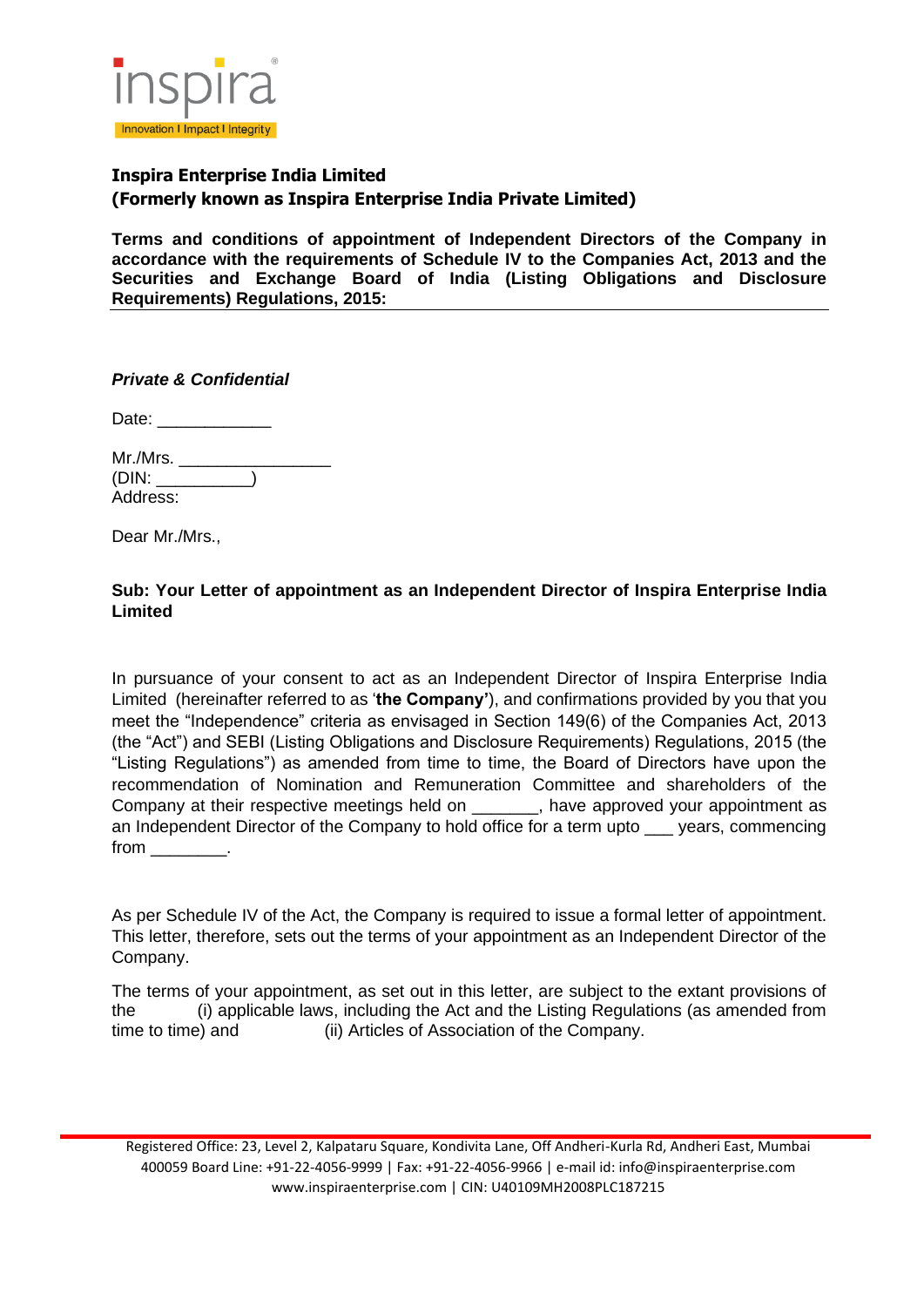**Inspira Enterprise India Limited**
**(Formerly known as Inspira Enterprise India Private Limited)**

**Terms and conditions of appointment of Independent Directors of the Company in accordance with the requirements of Schedule IV to the Companies Act, 2013 and the Securities and Exchange Board of India (Listing Obligations and Disclosure Requirements) Regulations, 2015:**

***Private & Confidential***

Date: ____________

Mr./Mrs. ________________
(DIN: __________)
Address:

Dear Mr./Mrs.,

**Sub: Your Letter of appointment as an Independent Director of Inspira Enterprise India Limited**

In pursuance of your consent to act as an Independent Director of Inspira Enterprise India Limited (hereinafter referred to as '**the Company'**), and confirmations provided by you that you meet the "Independence" criteria as envisaged in Section 149(6) of the Companies Act, 2013 (the "Act") and SEBI (Listing Obligations and Disclosure Requirements) Regulations, 2015 (the "Listing Regulations") as amended from time to time, the Board of Directors have upon the recommendation of Nomination and Remuneration Committee and shareholders of the Company at their respective meetings held on _______, have approved your appointment as an Independent Director of the Company to hold office for a term upto ___ years, commencing from ________.

As per Schedule IV of the Act, the Company is required to issue a formal letter of appointment. This letter, therefore, sets out the terms of your appointment as an Independent Director of the Company.

The terms of your appointment, as set out in this letter, are subject to the extant provisions of the (i) applicable laws, including the Act and the Listing Regulations (as amended from time to time) and (ii) Articles of Association of the Company.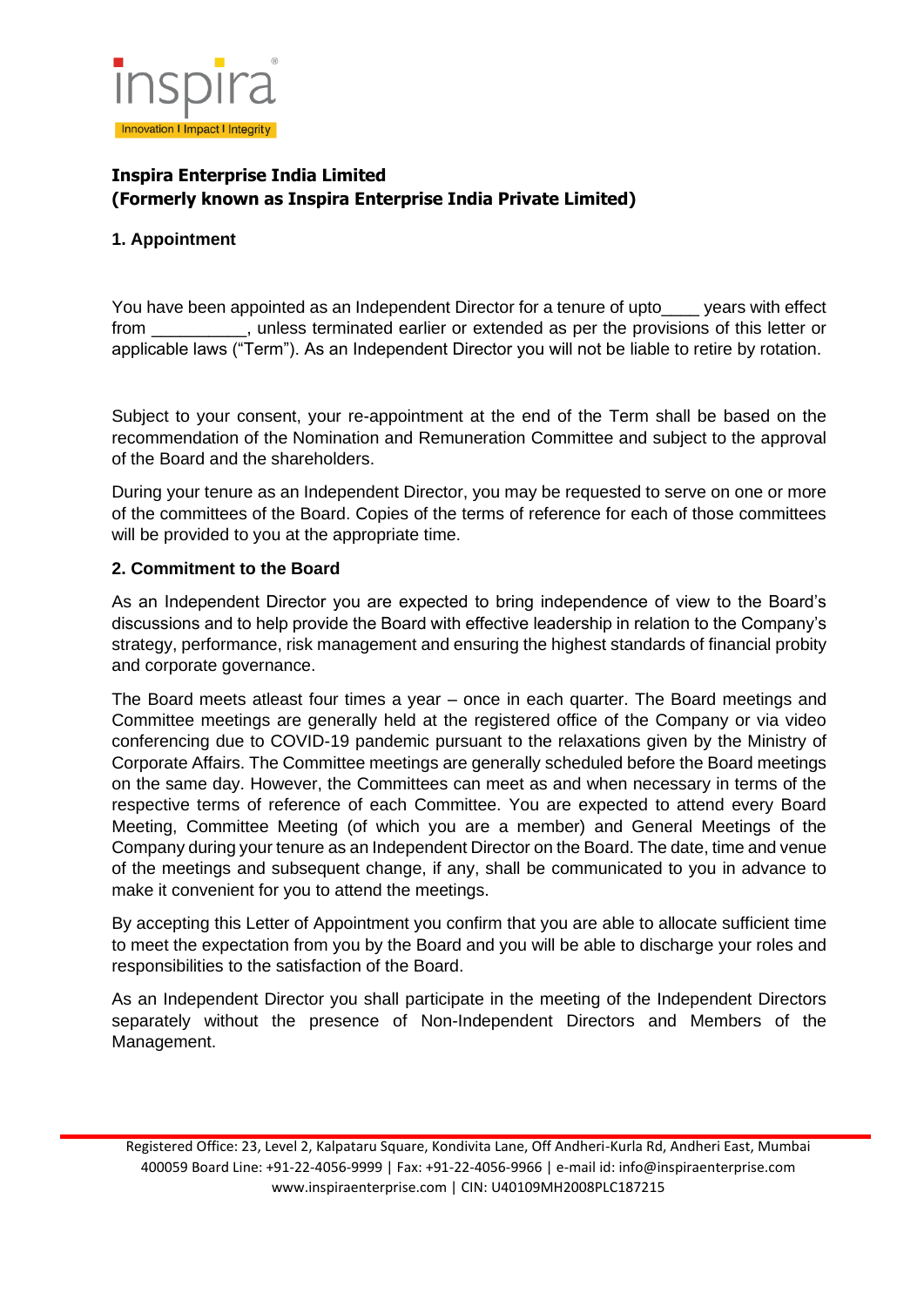**Inspira Enterprise India Limited**
**(Formerly known as Inspira Enterprise India Private Limited)**

## 1. Appointment

You have been appointed as an Independent Director for a tenure of upto____ years with effect from __________, unless terminated earlier or extended as per the provisions of this letter or applicable laws ("Term"). As an Independent Director you will not be liable to retire by rotation.

Subject to your consent, your re-appointment at the end of the Term shall be based on the recommendation of the Nomination and Remuneration Committee and subject to the approval of the Board and the shareholders.

During your tenure as an Independent Director, you may be requested to serve on one or more of the committees of the Board. Copies of the terms of reference for each of those committees will be provided to you at the appropriate time.

## 2. Commitment to the Board

As an Independent Director you are expected to bring independence of view to the Board's discussions and to help provide the Board with effective leadership in relation to the Company's strategy, performance, risk management and ensuring the highest standards of financial probity and corporate governance.

The Board meets atleast four times a year – once in each quarter. The Board meetings and Committee meetings are generally held at the registered office of the Company or via video conferencing due to COVID-19 pandemic pursuant to the relaxations given by the Ministry of Corporate Affairs. The Committee meetings are generally scheduled before the Board meetings on the same day. However, the Committees can meet as and when necessary in terms of the respective terms of reference of each Committee. You are expected to attend every Board Meeting, Committee Meeting (of which you are a member) and General Meetings of the Company during your tenure as an Independent Director on the Board. The date, time and venue of the meetings and subsequent change, if any, shall be communicated to you in advance to make it convenient for you to attend the meetings.

By accepting this Letter of Appointment you confirm that you are able to allocate sufficient time to meet the expectation from you by the Board and you will be able to discharge your roles and responsibilities to the satisfaction of the Board.

As an Independent Director you shall participate in the meeting of the Independent Directors separately without the presence of Non-Independent Directors and Members of the Management.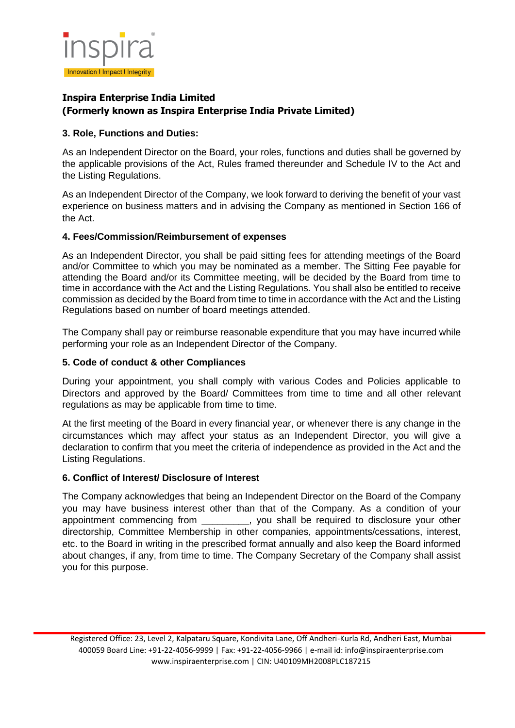**Inspira Enterprise India Limited**
**(Formerly known as Inspira Enterprise India Private Limited)**

### 3. Role, Functions and Duties:

As an Independent Director on the Board, your roles, functions and duties shall be governed by the applicable provisions of the Act, Rules framed thereunder and Schedule IV to the Act and the Listing Regulations.

As an Independent Director of the Company, we look forward to deriving the benefit of your vast experience on business matters and in advising the Company as mentioned in Section 166 of the Act.

### 4. Fees/Commission/Reimbursement of expenses

As an Independent Director, you shall be paid sitting fees for attending meetings of the Board and/or Committee to which you may be nominated as a member. The Sitting Fee payable for attending the Board and/or its Committee meeting, will be decided by the Board from time to time in accordance with the Act and the Listing Regulations. You shall also be entitled to receive commission as decided by the Board from time to time in accordance with the Act and the Listing Regulations based on number of board meetings attended.

The Company shall pay or reimburse reasonable expenditure that you may have incurred while performing your role as an Independent Director of the Company.

### 5. Code of conduct & other Compliances

During your appointment, you shall comply with various Codes and Policies applicable to Directors and approved by the Board/ Committees from time to time and all other relevant regulations as may be applicable from time to time.

At the first meeting of the Board in every financial year, or whenever there is any change in the circumstances which may affect your status as an Independent Director, you will give a declaration to confirm that you meet the criteria of independence as provided in the Act and the Listing Regulations.

### 6. Conflict of Interest/ Disclosure of Interest

The Company acknowledges that being an Independent Director on the Board of the Company you may have business interest other than that of the Company. As a condition of your appointment commencing from _________, you shall be required to disclosure your other directorship, Committee Membership in other companies, appointments/cessations, interest, etc. to the Board in writing in the prescribed format annually and also keep the Board informed about changes, if any, from time to time. The Company Secretary of the Company shall assist you for this purpose.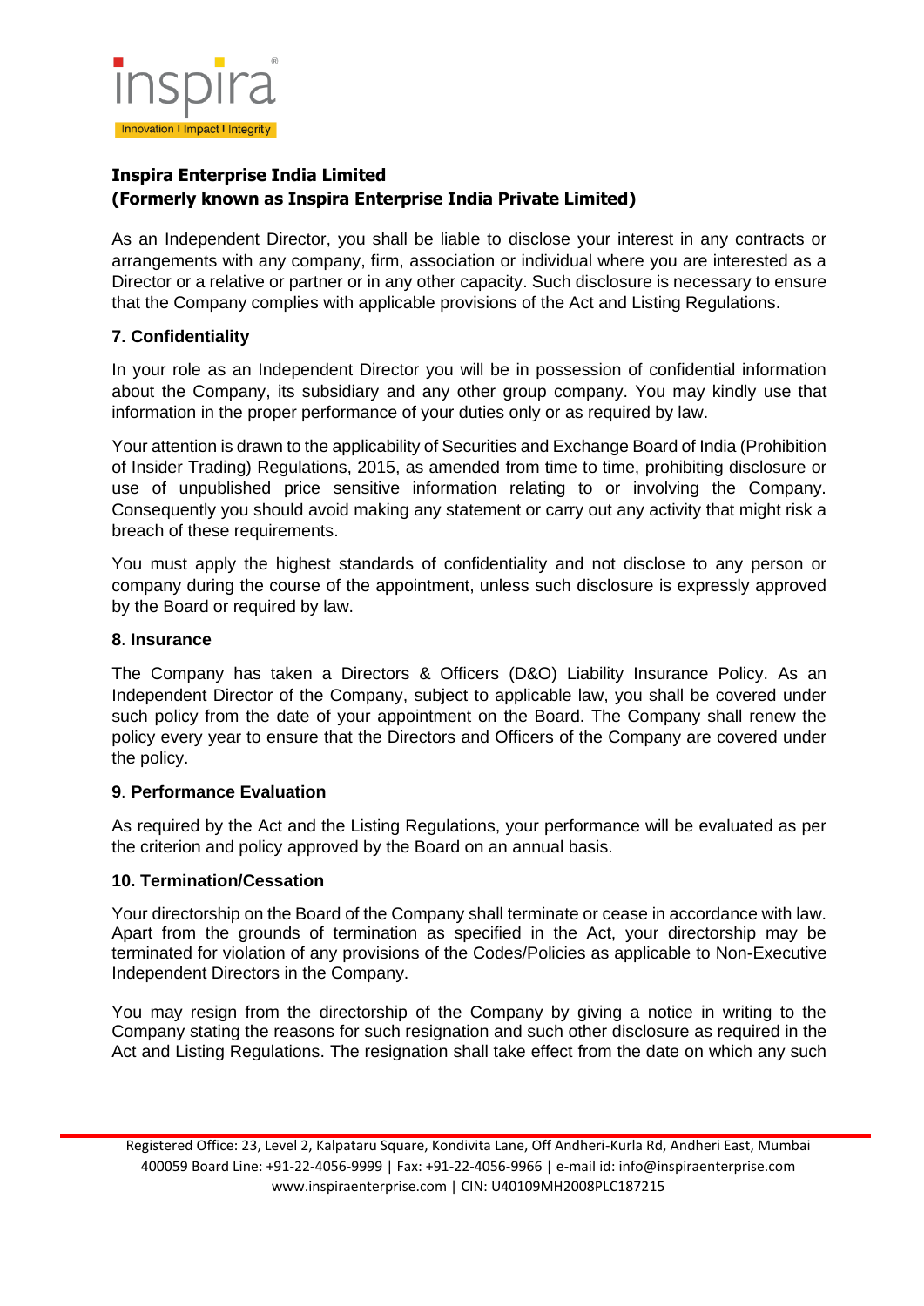**Inspira Enterprise India Limited**
**(Formerly known as Inspira Enterprise India Private Limited)**

As an Independent Director, you shall be liable to disclose your interest in any contracts or arrangements with any company, firm, association or individual where you are interested as a Director or a relative or partner or in any other capacity. Such disclosure is necessary to ensure that the Company complies with applicable provisions of the Act and Listing Regulations.

**7. Confidentiality**

In your role as an Independent Director you will be in possession of confidential information about the Company, its subsidiary and any other group company. You may kindly use that information in the proper performance of your duties only or as required by law.

Your attention is drawn to the applicability of Securities and Exchange Board of India (Prohibition of Insider Trading) Regulations, 2015, as amended from time to time, prohibiting disclosure or use of unpublished price sensitive information relating to or involving the Company. Consequently you should avoid making any statement or carry out any activity that might risk a breach of these requirements.

You must apply the highest standards of confidentiality and not disclose to any person or company during the course of the appointment, unless such disclosure is expressly approved by the Board or required by law.

**8. Insurance**

The Company has taken a Directors & Officers (D&O) Liability Insurance Policy. As an Independent Director of the Company, subject to applicable law, you shall be covered under such policy from the date of your appointment on the Board. The Company shall renew the policy every year to ensure that the Directors and Officers of the Company are covered under the policy.

**9. Performance Evaluation**

As required by the Act and the Listing Regulations, your performance will be evaluated as per the criterion and policy approved by the Board on an annual basis.

**10. Termination/Cessation**

Your directorship on the Board of the Company shall terminate or cease in accordance with law. Apart from the grounds of termination as specified in the Act, your directorship may be terminated for violation of any provisions of the Codes/Policies as applicable to Non-Executive Independent Directors in the Company.

You may resign from the directorship of the Company by giving a notice in writing to the Company stating the reasons for such resignation and such other disclosure as required in the Act and Listing Regulations. The resignation shall take effect from the date on which any such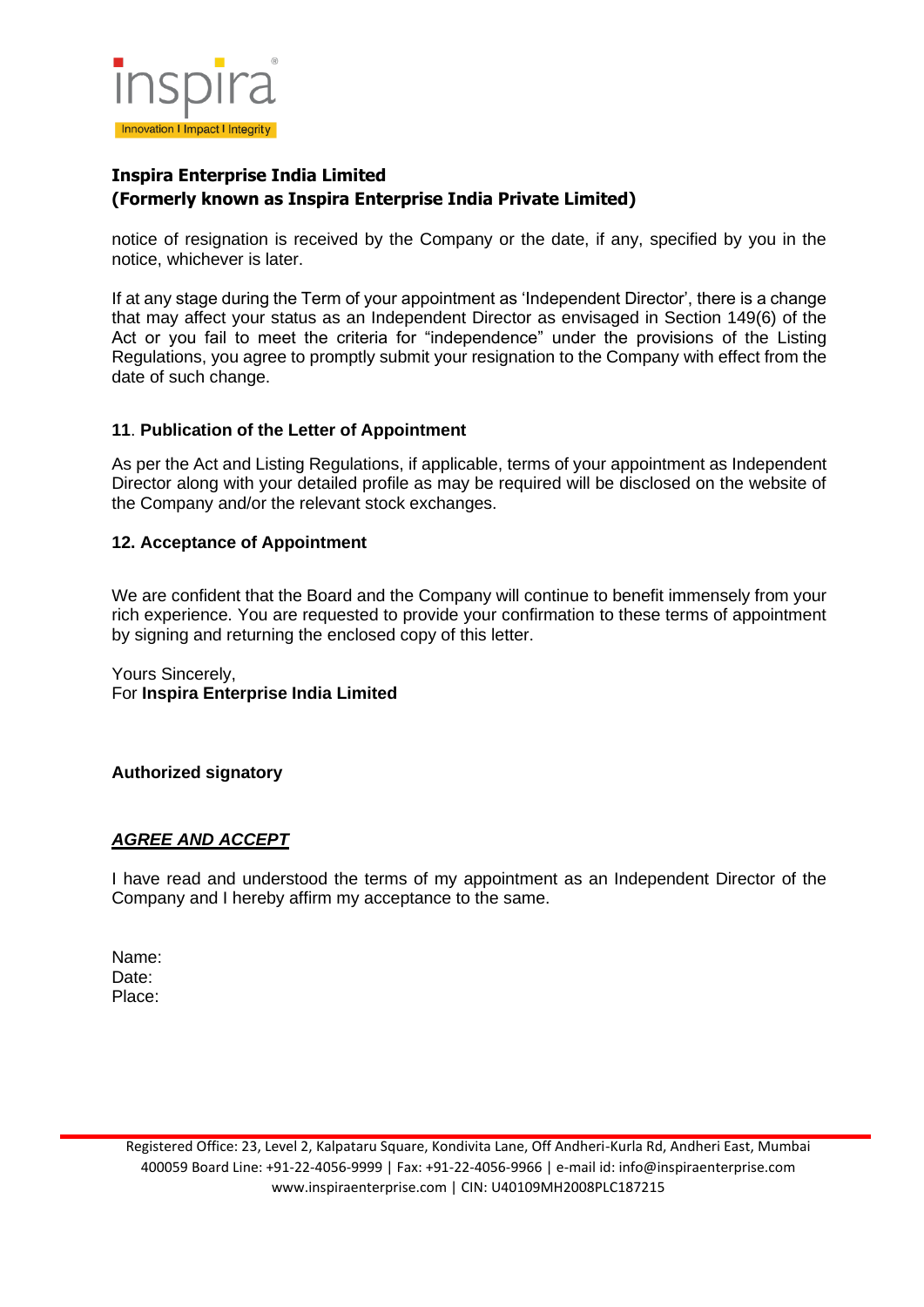**Inspira Enterprise India Limited**
**(Formerly known as Inspira Enterprise India Private Limited)**

notice of resignation is received by the Company or the date, if any, specified by you in the notice, whichever is later.

If at any stage during the Term of your appointment as 'Independent Director', there is a change that may affect your status as an Independent Director as envisaged in Section 149(6) of the Act or you fail to meet the criteria for "independence" under the provisions of the Listing Regulations, you agree to promptly submit your resignation to the Company with effect from the date of such change.

### 11. Publication of the Letter of Appointment

As per the Act and Listing Regulations, if applicable, terms of your appointment as Independent Director along with your detailed profile as may be required will be disclosed on the website of the Company and/or the relevant stock exchanges.

### 12. Acceptance of Appointment

We are confident that the Board and the Company will continue to benefit immensely from your rich experience. You are requested to provide your confirmation to these terms of appointment by signing and returning the enclosed copy of this letter.

Yours Sincerely,
For **Inspira Enterprise India Limited**

**Authorized signatory**

***AGREE AND ACCEPT***

I have read and understood the terms of my appointment as an Independent Director of the Company and I hereby affirm my acceptance to the same.

Name:
Date:
Place: